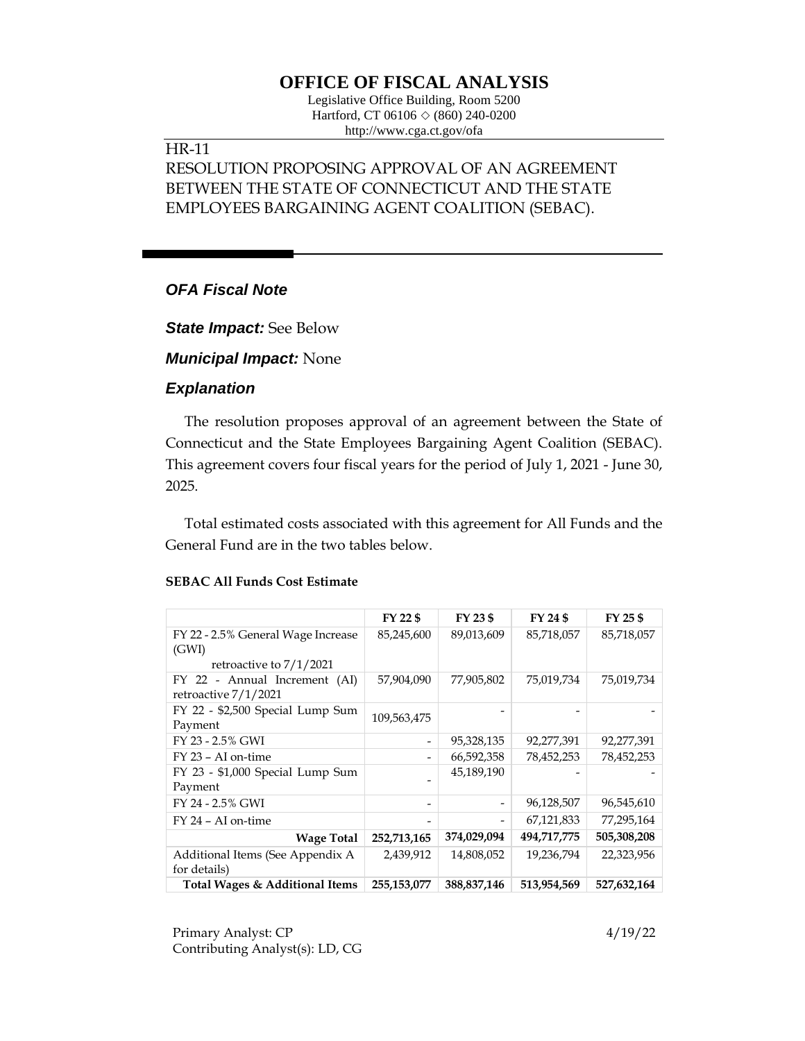# OFFICE OF FISCAL ANALYSIS

Legislative Office Building, Room 5200
Hartford, CT 06106 ◇ (860) 240-0200
http://www.cga.ct.gov/ofa

HR-11
RESOLUTION PROPOSING APPROVAL OF AN AGREEMENT BETWEEN THE STATE OF CONNECTICUT AND THE STATE EMPLOYEES BARGAINING AGENT COALITION (SEBAC).

## *OFA Fiscal Note*

***State Impact:*** See Below

***Municipal Impact:*** None

### *Explanation*

The resolution proposes approval of an agreement between the State of Connecticut and the State Employees Bargaining Agent Coalition (SEBAC). This agreement covers four fiscal years for the period of July 1, 2021 - June 30, 2025.

Total estimated costs associated with this agreement for All Funds and the General Fund are in the two tables below.

**SEBAC All Funds Cost Estimate**

| | FY 22 $ | FY 23 $ | FY 24 $ | FY 25 $ |
|---|---|---|---|---|
| FY 22 - 2.5% General Wage Increase (GWI) retroactive to 7/1/2021 | 85,245,600 | 89,013,609 | 85,718,057 | 85,718,057 |
| FY 22 - Annual Increment (AI) retroactive 7/1/2021 | 57,904,090 | 77,905,802 | 75,019,734 | 75,019,734 |
| FY 22 - $2,500 Special Lump Sum Payment | 109,563,475 | - | - | - |
| FY 23 - 2.5% GWI | - | 95,328,135 | 92,277,391 | 92,277,391 |
| FY 23 – AI on-time | - | 66,592,358 | 78,452,253 | 78,452,253 |
| FY 23 - $1,000 Special Lump Sum Payment | - | 45,189,190 | - | - |
| FY 24 - 2.5% GWI | - | - | 96,128,507 | 96,545,610 |
| FY 24 – AI on-time | - | - | 67,121,833 | 77,295,164 |
| **Wage Total** | **252,713,165** | **374,029,094** | **494,717,775** | **505,308,208** |
| Additional Items (See Appendix A for details) | 2,439,912 | 14,808,052 | 19,236,794 | 22,323,956 |
| **Total Wages & Additional Items** | **255,153,077** | **388,837,146** | **513,954,569** | **527,632,164** |

Primary Analyst: CP
Contributing Analyst(s): LD, CG

4/19/22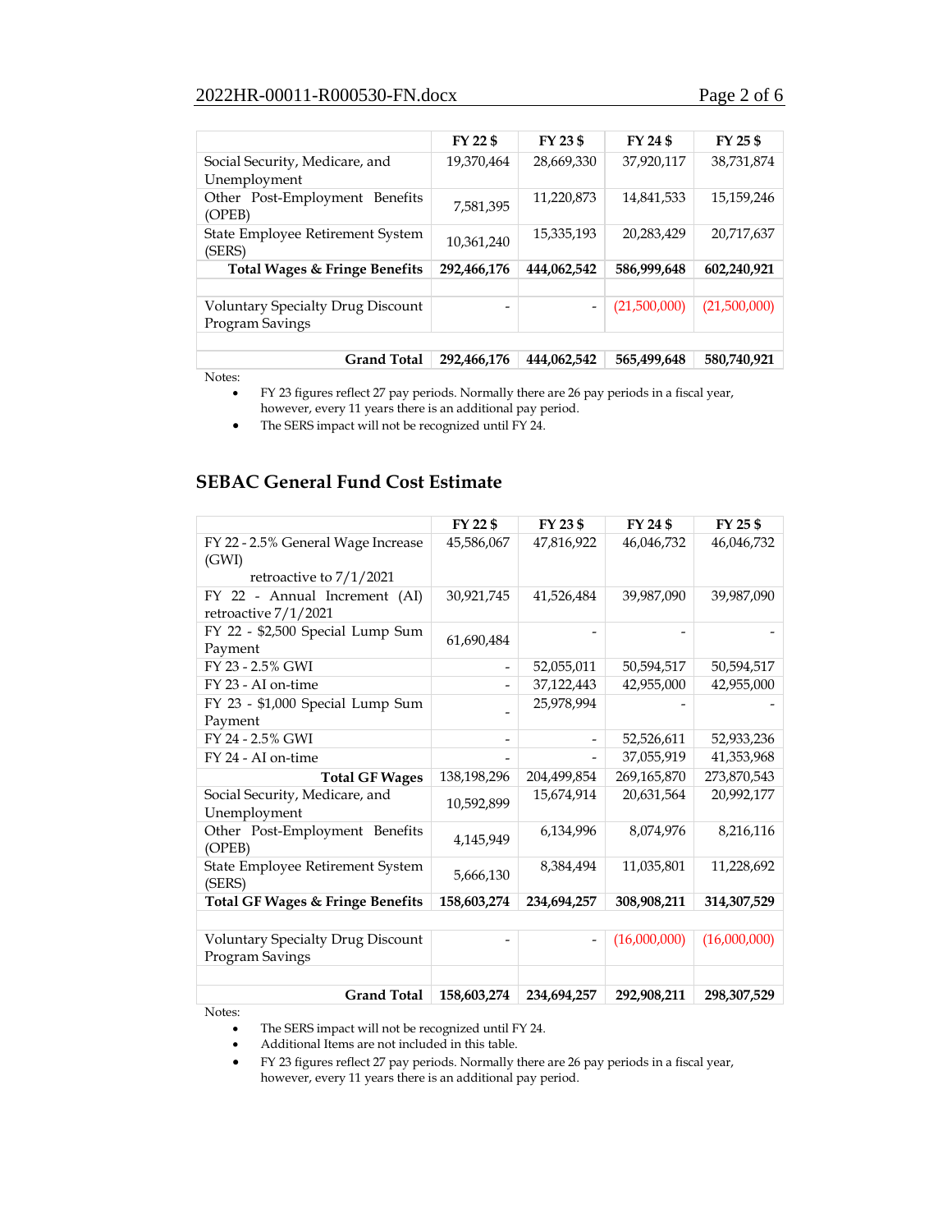| | FY 22 $ | FY 23 $ | FY 24 $ | FY 25 $ |
|---|---|---|---|---|
| Social Security, Medicare, and Unemployment | 19,370,464 | 28,669,330 | 37,920,117 | 38,731,874 |
| Other Post-Employment Benefits (OPEB) | 7,581,395 | 11,220,873 | 14,841,533 | 15,159,246 |
| State Employee Retirement System (SERS) | 10,361,240 | 15,335,193 | 20,283,429 | 20,717,637 |
| **Total Wages & Fringe Benefits** | **292,466,176** | **444,062,542** | **586,999,648** | **602,240,921** |
| | | | | |
| Voluntary Specialty Drug Discount Program Savings | - | - | (21,500,000) | (21,500,000) |
| | | | | |
| **Grand Total** | **292,466,176** | **444,062,542** | **565,499,648** | **580,740,921** |

Notes:

- FY 23 figures reflect 27 pay periods. Normally there are 26 pay periods in a fiscal year, however, every 11 years there is an additional pay period.
- The SERS impact will not be recognized until FY 24.

## SEBAC General Fund Cost Estimate

| | FY 22 $ | FY 23 $ | FY 24 $ | FY 25 $ |
|---|---|---|---|---|
| FY 22 - 2.5% General Wage Increase (GWI) retroactive to 7/1/2021 | 45,586,067 | 47,816,922 | 46,046,732 | 46,046,732 |
| FY 22 - Annual Increment (AI) retroactive 7/1/2021 | 30,921,745 | 41,526,484 | 39,987,090 | 39,987,090 |
| FY 22 - $2,500 Special Lump Sum Payment | 61,690,484 | - | - | - |
| FY 23 - 2.5% GWI | - | 52,055,011 | 50,594,517 | 50,594,517 |
| FY 23 - AI on-time | - | 37,122,443 | 42,955,000 | 42,955,000 |
| FY 23 - $1,000 Special Lump Sum Payment | - | 25,978,994 | - | - |
| FY 24 - 2.5% GWI | - | - | 52,526,611 | 52,933,236 |
| FY 24 - AI on-time | - | - | 37,055,919 | 41,353,968 |
| **Total GF Wages** | 138,198,296 | 204,499,854 | 269,165,870 | 273,870,543 |
| Social Security, Medicare, and Unemployment | 10,592,899 | 15,674,914 | 20,631,564 | 20,992,177 |
| Other Post-Employment Benefits (OPEB) | 4,145,949 | 6,134,996 | 8,074,976 | 8,216,116 |
| State Employee Retirement System (SERS) | 5,666,130 | 8,384,494 | 11,035,801 | 11,228,692 |
| **Total GF Wages & Fringe Benefits** | **158,603,274** | **234,694,257** | **308,908,211** | **314,307,529** |
| | | | | |
| Voluntary Specialty Drug Discount Program Savings | - | - | (16,000,000) | (16,000,000) |
| | | | | |
| **Grand Total** | **158,603,274** | **234,694,257** | **292,908,211** | **298,307,529** |

Notes:

- The SERS impact will not be recognized until FY 24.
- Additional Items are not included in this table.
- FY 23 figures reflect 27 pay periods. Normally there are 26 pay periods in a fiscal year, however, every 11 years there is an additional pay period.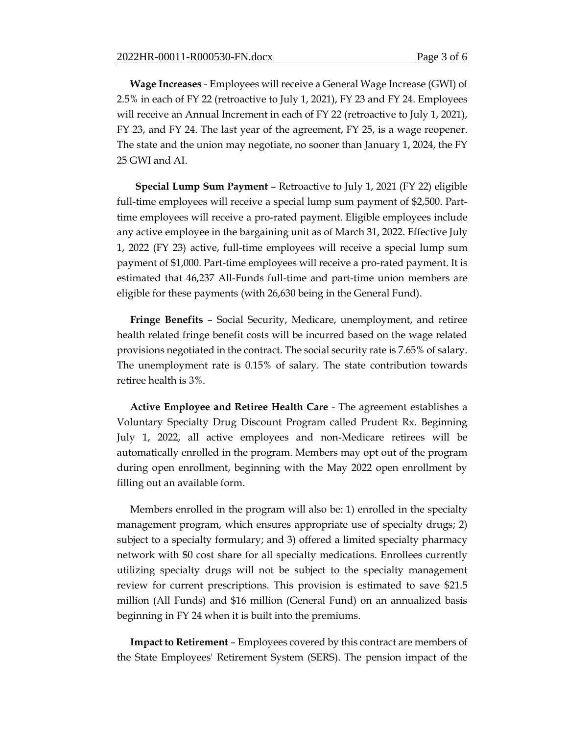**Wage Increases** - Employees will receive a General Wage Increase (GWI) of 2.5% in each of FY 22 (retroactive to July 1, 2021), FY 23 and FY 24. Employees will receive an Annual Increment in each of FY 22 (retroactive to July 1, 2021), FY 23, and FY 24. The last year of the agreement, FY 25, is a wage reopener. The state and the union may negotiate, no sooner than January 1, 2024, the FY 25 GWI and AI.

**Special Lump Sum Payment** – Retroactive to July 1, 2021 (FY 22) eligible full-time employees will receive a special lump sum payment of $2,500. Part-time employees will receive a pro-rated payment. Eligible employees include any active employee in the bargaining unit as of March 31, 2022. Effective July 1, 2022 (FY 23) active, full-time employees will receive a special lump sum payment of $1,000. Part-time employees will receive a pro-rated payment. It is estimated that 46,237 All-Funds full-time and part-time union members are eligible for these payments (with 26,630 being in the General Fund).

**Fringe Benefits** – Social Security, Medicare, unemployment, and retiree health related fringe benefit costs will be incurred based on the wage related provisions negotiated in the contract. The social security rate is 7.65% of salary. The unemployment rate is 0.15% of salary. The state contribution towards retiree health is 3%.

**Active Employee and Retiree Health Care** - The agreement establishes a Voluntary Specialty Drug Discount Program called Prudent Rx. Beginning July 1, 2022, all active employees and non-Medicare retirees will be automatically enrolled in the program. Members may opt out of the program during open enrollment, beginning with the May 2022 open enrollment by filling out an available form.

Members enrolled in the program will also be: 1) enrolled in the specialty management program, which ensures appropriate use of specialty drugs; 2) subject to a specialty formulary; and 3) offered a limited specialty pharmacy network with $0 cost share for all specialty medications. Enrollees currently utilizing specialty drugs will not be subject to the specialty management review for current prescriptions. This provision is estimated to save $21.5 million (All Funds) and $16 million (General Fund) on an annualized basis beginning in FY 24 when it is built into the premiums.

**Impact to Retirement** – Employees covered by this contract are members of the State Employees' Retirement System (SERS). The pension impact of the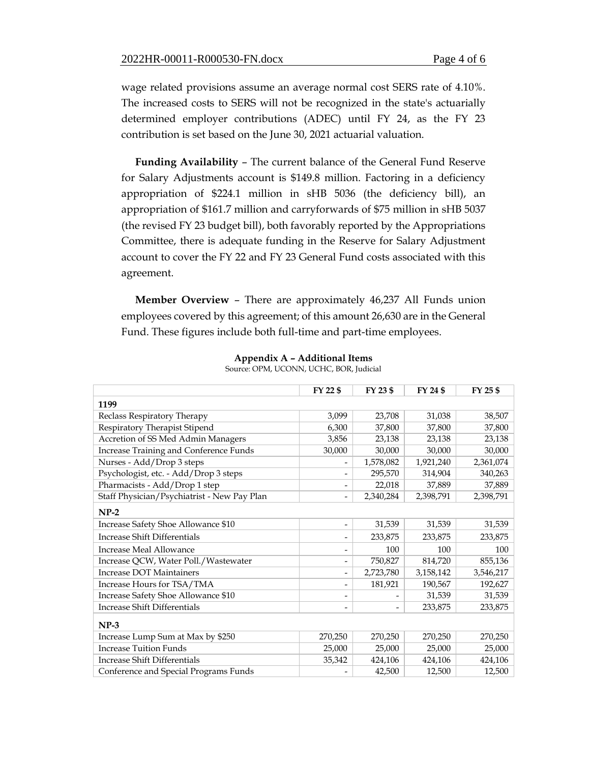wage related provisions assume an average normal cost SERS rate of 4.10%. The increased costs to SERS will not be recognized in the state's actuarially determined employer contributions (ADEC) until FY 24, as the FY 23 contribution is set based on the June 30, 2021 actuarial valuation.

**Funding Availability** – The current balance of the General Fund Reserve for Salary Adjustments account is $149.8 million. Factoring in a deficiency appropriation of $224.1 million in sHB 5036 (the deficiency bill), an appropriation of $161.7 million and carryforwards of $75 million in sHB 5037 (the revised FY 23 budget bill), both favorably reported by the Appropriations Committee, there is adequate funding in the Reserve for Salary Adjustment account to cover the FY 22 and FY 23 General Fund costs associated with this agreement.

**Member Overview** – There are approximately 46,237 All Funds union employees covered by this agreement; of this amount 26,630 are in the General Fund. These figures include both full-time and part-time employees.

**Appendix A – Additional Items**

Source: OPM, UCONN, UCHC, BOR, Judicial

| | FY 22 $ | FY 23 $ | FY 24 $ | FY 25 $ |
|---|---|---|---|---|
| **1199** | | | | |
| Reclass Respiratory Therapy | 3,099 | 23,708 | 31,038 | 38,507 |
| Respiratory Therapist Stipend | 6,300 | 37,800 | 37,800 | 37,800 |
| Accretion of SS Med Admin Managers | 3,856 | 23,138 | 23,138 | 23,138 |
| Increase Training and Conference Funds | 30,000 | 30,000 | 30,000 | 30,000 |
| Nurses - Add/Drop 3 steps | - | 1,578,082 | 1,921,240 | 2,361,074 |
| Psychologist, etc. - Add/Drop 3 steps | - | 295,570 | 314,904 | 340,263 |
| Pharmacists - Add/Drop 1 step | - | 22,018 | 37,889 | 37,889 |
| Staff Physician/Psychiatrist - New Pay Plan | - | 2,340,284 | 2,398,791 | 2,398,791 |
| **NP-2** | | | | |
| Increase Safety Shoe Allowance $10 | - | 31,539 | 31,539 | 31,539 |
| Increase Shift Differentials | - | 233,875 | 233,875 | 233,875 |
| Increase Meal Allowance | - | 100 | 100 | 100 |
| Increase QCW, Water Poll./Wastewater | - | 750,827 | 814,720 | 855,136 |
| Increase DOT Maintainers | - | 2,723,780 | 3,158,142 | 3,546,217 |
| Increase Hours for TSA/TMA | - | 181,921 | 190,567 | 192,627 |
| Increase Safety Shoe Allowance $10 | - | - | 31,539 | 31,539 |
| Increase Shift Differentials | - | - | 233,875 | 233,875 |
| **NP-3** | | | | |
| Increase Lump Sum at Max by $250 | 270,250 | 270,250 | 270,250 | 270,250 |
| Increase Tuition Funds | 25,000 | 25,000 | 25,000 | 25,000 |
| Increase Shift Differentials | 35,342 | 424,106 | 424,106 | 424,106 |
| Conference and Special Programs Funds | - | 42,500 | 12,500 | 12,500 |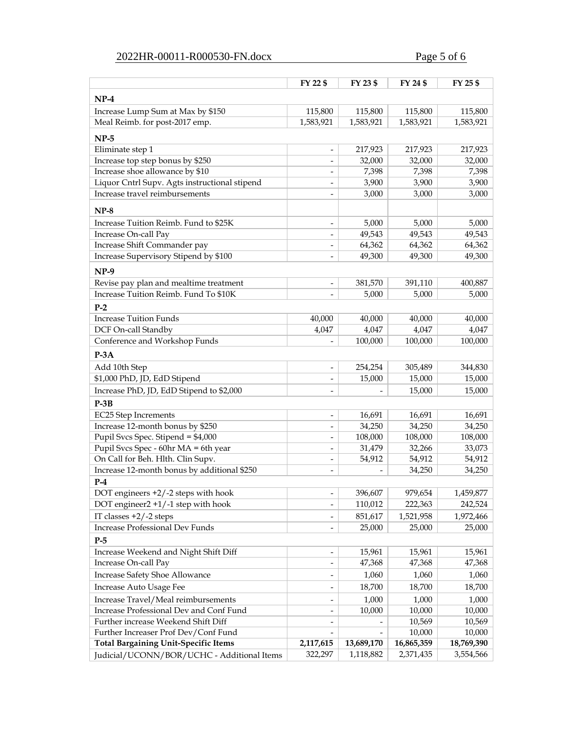| | FY 22 $ | FY 23 $ | FY 24 $ | FY 25 $ |
|---|---|---|---|---|
| **NP-4** | | | | |
| Increase Lump Sum at Max by $150 | 115,800 | 115,800 | 115,800 | 115,800 |
| Meal Reimb. for post-2017 emp. | 1,583,921 | 1,583,921 | 1,583,921 | 1,583,921 |
| **NP-5** | | | | |
| Eliminate step 1 | - | 217,923 | 217,923 | 217,923 |
| Increase top step bonus by $250 | - | 32,000 | 32,000 | 32,000 |
| Increase shoe allowance by $10 | - | 7,398 | 7,398 | 7,398 |
| Liquor Cntrl Supv. Agts instructional stipend | - | 3,900 | 3,900 | 3,900 |
| Increase travel reimbursements | - | 3,000 | 3,000 | 3,000 |
| **NP-8** | | | | |
| Increase Tuition Reimb. Fund to $25K | - | 5,000 | 5,000 | 5,000 |
| Increase On-call Pay | - | 49,543 | 49,543 | 49,543 |
| Increase Shift Commander pay | - | 64,362 | 64,362 | 64,362 |
| Increase Supervisory Stipend by $100 | - | 49,300 | 49,300 | 49,300 |
| **NP-9** | | | | |
| Revise pay plan and mealtime treatment | - | 381,570 | 391,110 | 400,887 |
| Increase Tuition Reimb. Fund To $10K | - | 5,000 | 5,000 | 5,000 |
| **P-2** | | | | |
| Increase Tuition Funds | 40,000 | 40,000 | 40,000 | 40,000 |
| DCF On-call Standby | 4,047 | 4,047 | 4,047 | 4,047 |
| Conference and Workshop Funds | - | 100,000 | 100,000 | 100,000 |
| **P-3A** | | | | |
| Add 10th Step | - | 254,254 | 305,489 | 344,830 |
| $1,000 PhD, JD, EdD Stipend | - | 15,000 | 15,000 | 15,000 |
| Increase PhD, JD, EdD Stipend to $2,000 | - | - | 15,000 | 15,000 |
| **P-3B** | | | | |
| EC25 Step Increments | - | 16,691 | 16,691 | 16,691 |
| Increase 12-month bonus by $250 | - | 34,250 | 34,250 | 34,250 |
| Pupil Svcs Spec. Stipend = $4,000 | - | 108,000 | 108,000 | 108,000 |
| Pupil Svcs Spec - 60hr MA = 6th year | - | 31,479 | 32,266 | 33,073 |
| On Call for Beh. Hlth. Clin Supv. | - | 54,912 | 54,912 | 54,912 |
| Increase 12-month bonus by additional $250 | - | - | 34,250 | 34,250 |
| **P-4** | | | | |
| DOT engineers +2/-2 steps with hook | - | 396,607 | 979,654 | 1,459,877 |
| DOT engineer2 +1/-1 step with hook | - | 110,012 | 222,363 | 242,524 |
| IT classes +2/-2 steps | - | 851,617 | 1,521,958 | 1,972,466 |
| Increase Professional Dev Funds | - | 25,000 | 25,000 | 25,000 |
| **P-5** | | | | |
| Increase Weekend and Night Shift Diff | - | 15,961 | 15,961 | 15,961 |
| Increase On-call Pay | - | 47,368 | 47,368 | 47,368 |
| Increase Safety Shoe Allowance | - | 1,060 | 1,060 | 1,060 |
| Increase Auto Usage Fee | - | 18,700 | 18,700 | 18,700 |
| Increase Travel/Meal reimbursements | - | 1,000 | 1,000 | 1,000 |
| Increase Professional Dev and Conf Fund | - | 10,000 | 10,000 | 10,000 |
| Further increase Weekend Shift Diff | - | - | 10,569 | 10,569 |
| Further Increaser Prof Dev/Conf Fund | - | - | 10,000 | 10,000 |
| **Total Bargaining Unit-Specific Items** | **2,117,615** | **13,689,170** | **16,865,359** | **18,769,390** |
| Judicial/UCONN/BOR/UCHC - Additional Items | 322,297 | 1,118,882 | 2,371,435 | 3,554,566 |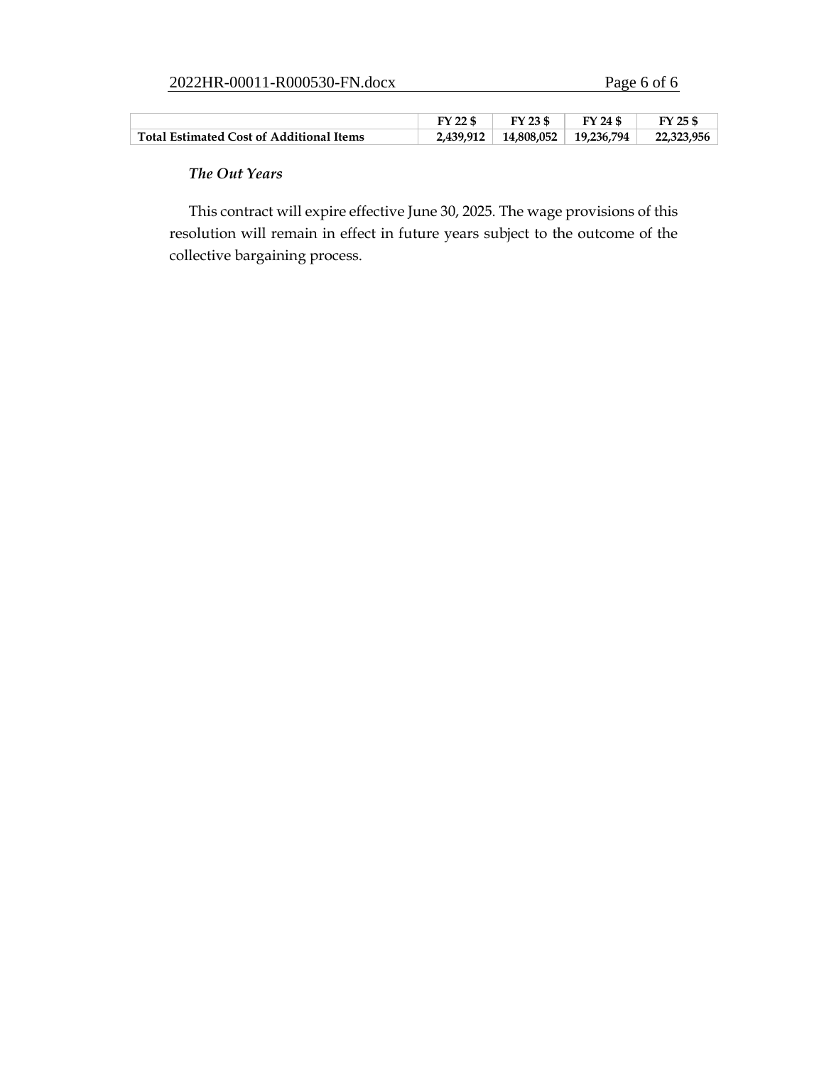| | FY 22 $ | FY 23 $ | FY 24 $ | FY 25 $ |
|---|---|---|---|---|
| **Total Estimated Cost of Additional Items** | **2,439,912** | **14,808,052** | **19,236,794** | **22,323,956** |

***The Out Years***

This contract will expire effective June 30, 2025. The wage provisions of this resolution will remain in effect in future years subject to the outcome of the collective bargaining process.